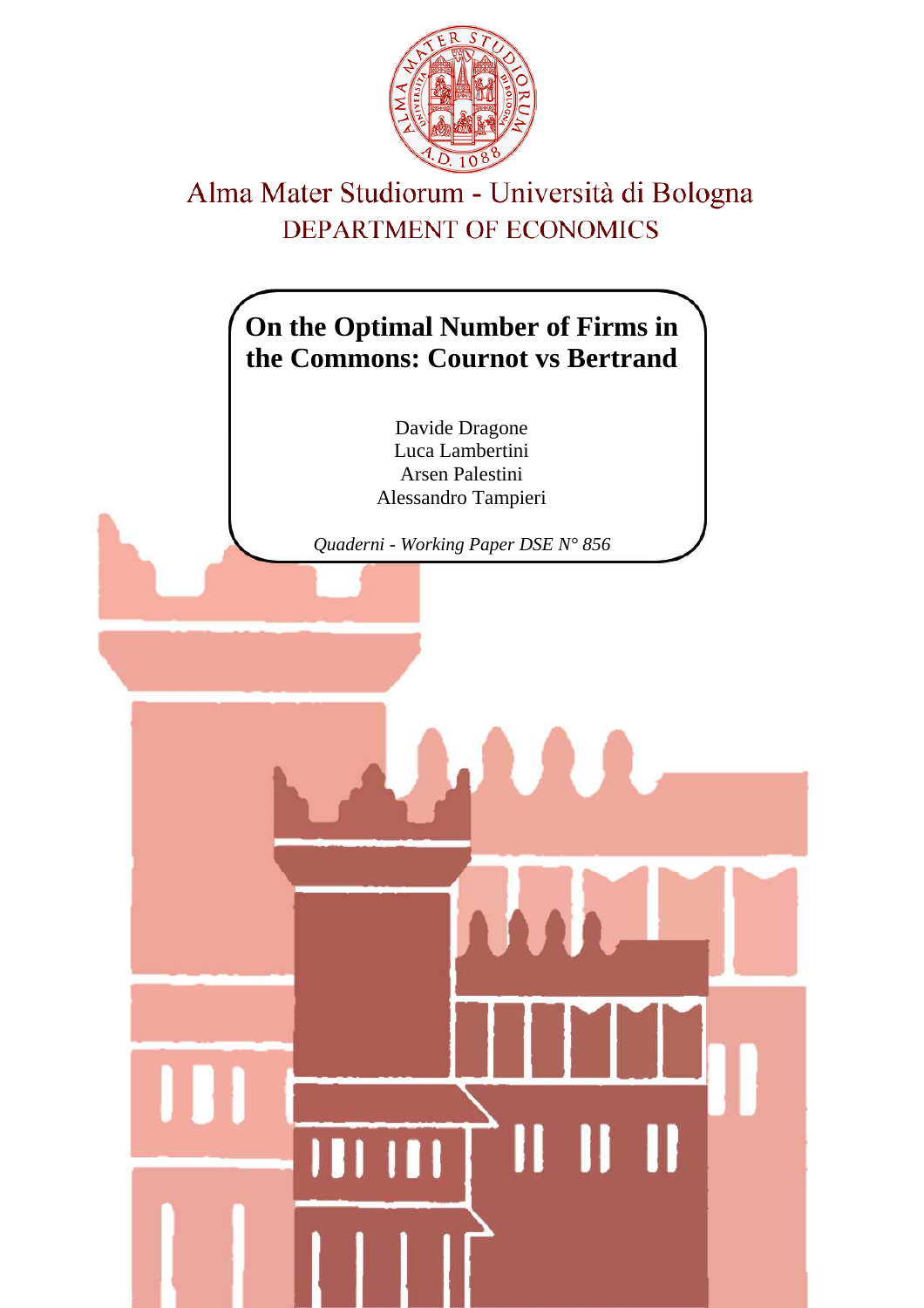Alma Mater Studiorum - Università di Bologna

DEPARTMENT OF ECONOMICS

# On the Optimal Number of Firms in the Commons: Cournot vs Bertrand

Davide Dragone

Luca Lambertini

Arsen Palestini

Alessandro Tampieri

*Quaderni - Working Paper DSE N° 856*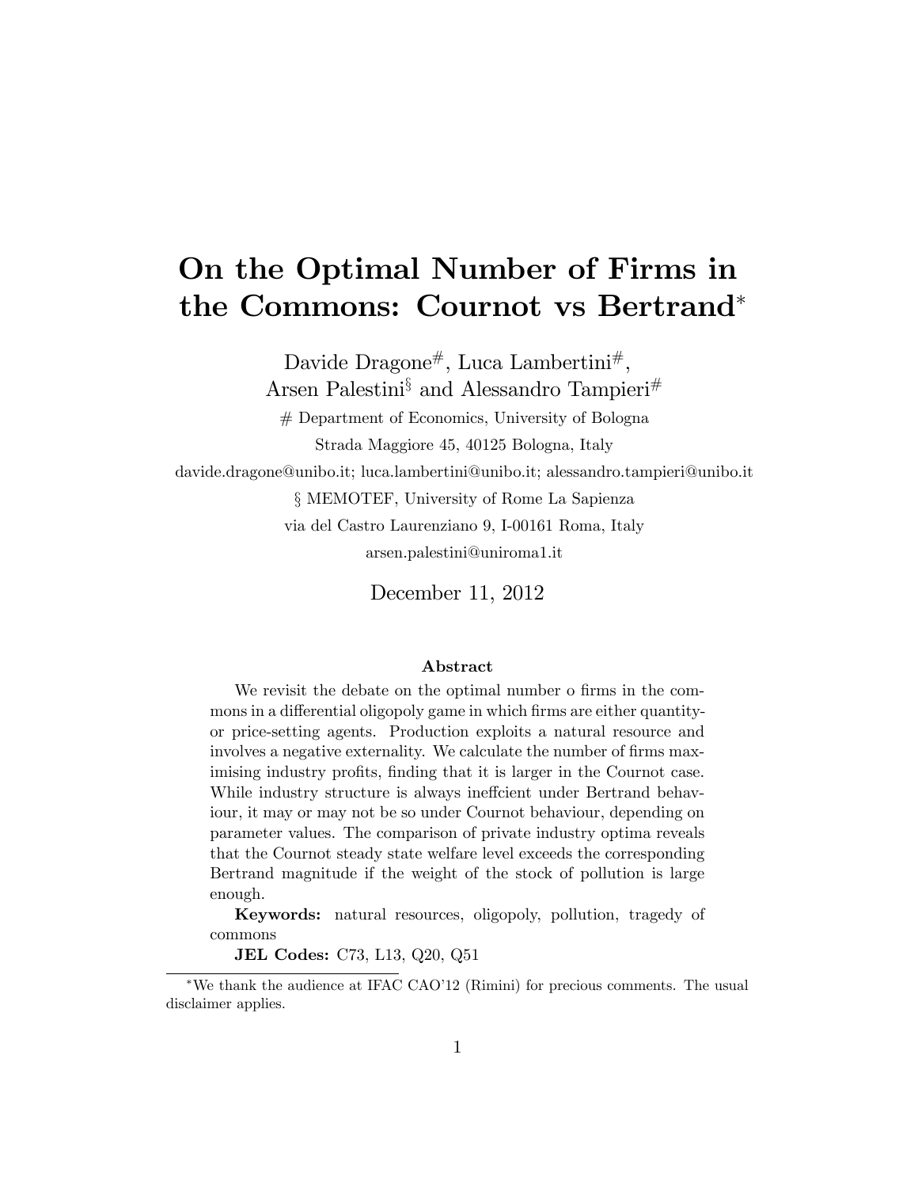# On the Optimal Number of Firms in the Commons: Cournot vs Bertrand*

Davide Dragone#, Luca Lambertini#,
Arsen Palestini§ and Alessandro Tampieri#

# Department of Economics, University of Bologna

Strada Maggiore 45, 40125 Bologna, Italy

davide.dragone@unibo.it; luca.lambertini@unibo.it; alessandro.tampieri@unibo.it

§ MEMOTEF, University of Rome La Sapienza

via del Castro Laurenziano 9, I-00161 Roma, Italy

arsen.palestini@uniroma1.it

December 11, 2012

**Abstract**

We revisit the debate on the optimal number o firms in the commons in a differential oligopoly game in which firms are either quantity- or price-setting agents. Production exploits a natural resource and involves a negative externality. We calculate the number of firms maximising industry profits, finding that it is larger in the Cournot case. While industry structure is always ineffcient under Bertrand behaviour, it may or may not be so under Cournot behaviour, depending on parameter values. The comparison of private industry optima reveals that the Cournot steady state welfare level exceeds the corresponding Bertrand magnitude if the weight of the stock of pollution is large enough.

**Keywords:** natural resources, oligopoly, pollution, tragedy of commons

**JEL Codes:** C73, L13, Q20, Q51

*We thank the audience at IFAC CAO'12 (Rimini) for precious comments. The usual disclaimer applies.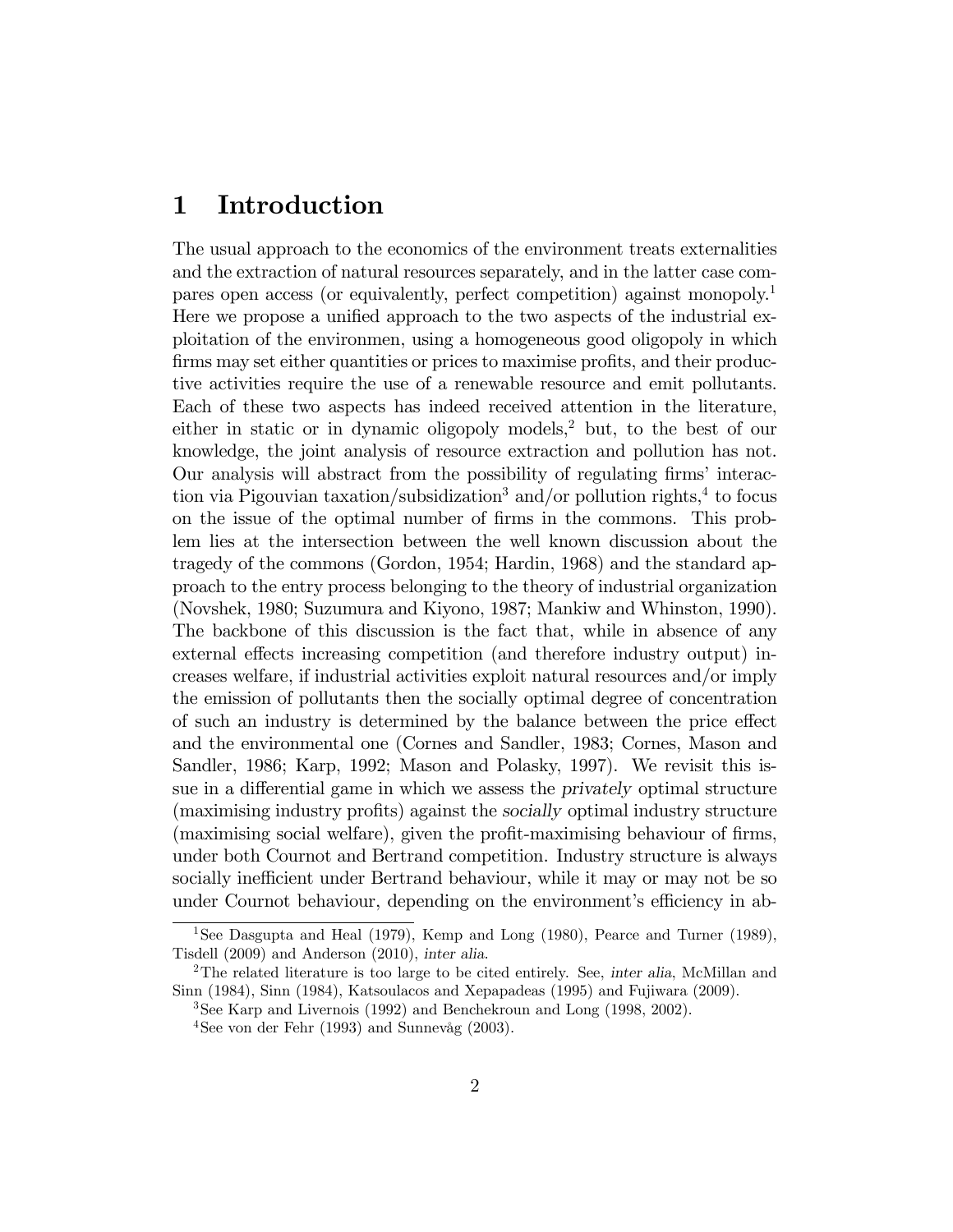# 1 Introduction

The usual approach to the economics of the environment treats externalities and the extraction of natural resources separately, and in the latter case compares open access (or equivalently, perfect competition) against monopoly.[1] Here we propose a unified approach to the two aspects of the industrial exploitation of the environmen, using a homogeneous good oligopoly in which firms may set either quantities or prices to maximise profits, and their productive activities require the use of a renewable resource and emit pollutants. Each of these two aspects has indeed received attention in the literature, either in static or in dynamic oligopoly models,[2] but, to the best of our knowledge, the joint analysis of resource extraction and pollution has not. Our analysis will abstract from the possibility of regulating firms' interaction via Pigouvian taxation/subsidization[3] and/or pollution rights,[4] to focus on the issue of the optimal number of firms in the commons. This problem lies at the intersection between the well known discussion about the tragedy of the commons (Gordon, 1954; Hardin, 1968) and the standard approach to the entry process belonging to the theory of industrial organization (Novshek, 1980; Suzumura and Kiyono, 1987; Mankiw and Whinston, 1990). The backbone of this discussion is the fact that, while in absence of any external effects increasing competition (and therefore industry output) increases welfare, if industrial activities exploit natural resources and/or imply the emission of pollutants then the socially optimal degree of concentration of such an industry is determined by the balance between the price effect and the environmental one (Cornes and Sandler, 1983; Cornes, Mason and Sandler, 1986; Karp, 1992; Mason and Polasky, 1997). We revisit this issue in a differential game in which we assess the *privately* optimal structure (maximising industry profits) against the *socially* optimal industry structure (maximising social welfare), given the profit-maximising behaviour of firms, under both Cournot and Bertrand competition. Industry structure is always socially inefficient under Bertrand behaviour, while it may or may not be so under Cournot behaviour, depending on the environment's efficiency in ab-

[1] See Dasgupta and Heal (1979), Kemp and Long (1980), Pearce and Turner (1989), Tisdell (2009) and Anderson (2010), *inter alia*.

[2] The related literature is too large to be cited entirely. See, *inter alia*, McMillan and Sinn (1984), Sinn (1984), Katsoulacos and Xepapadeas (1995) and Fujiwara (2009).

[3] See Karp and Livernois (1992) and Benchekroun and Long (1998, 2002).

[4] See von der Fehr (1993) and Sunnevåg (2003).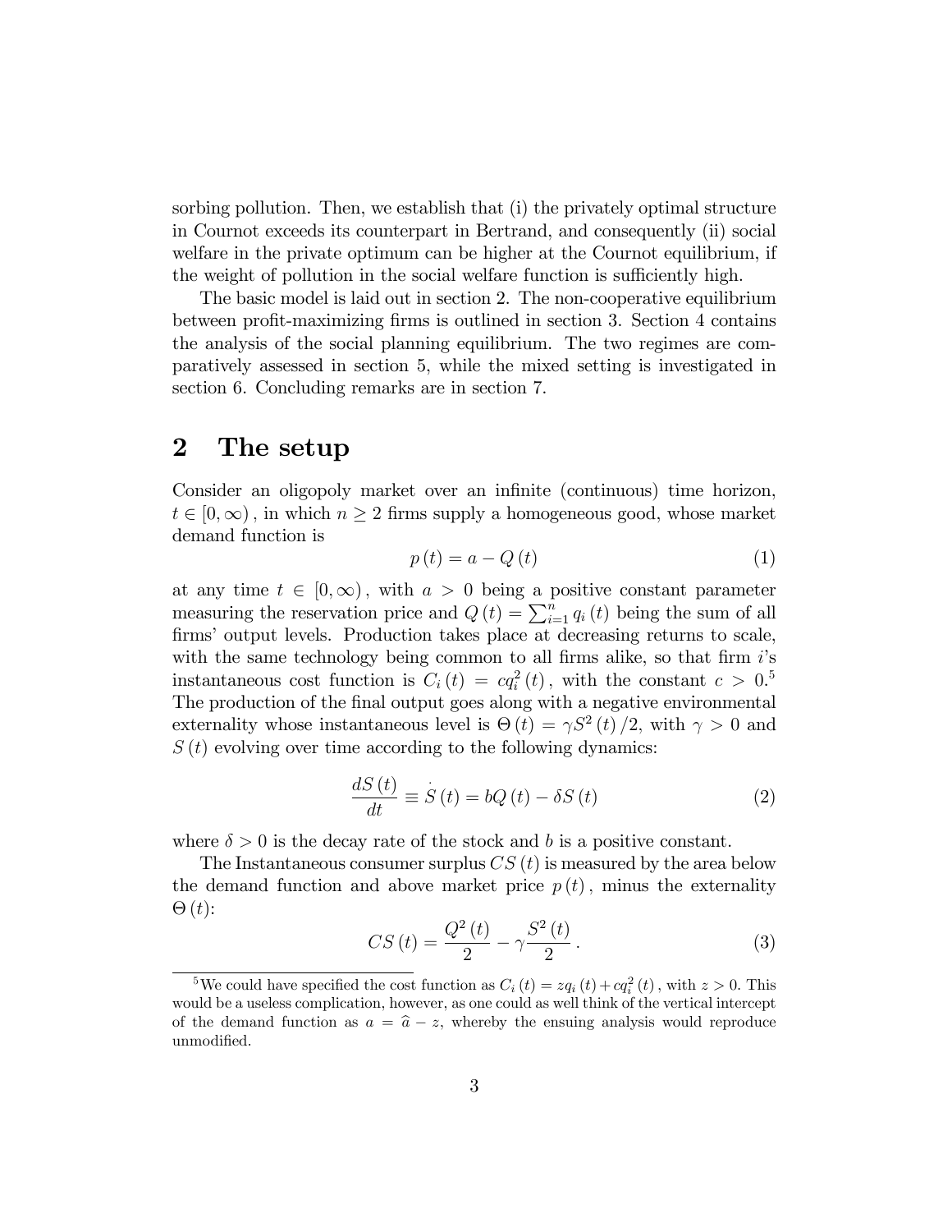sorbing pollution. Then, we establish that (i) the privately optimal structure in Cournot exceeds its counterpart in Bertrand, and consequently (ii) social welfare in the private optimum can be higher at the Cournot equilibrium, if the weight of pollution in the social welfare function is sufficiently high.

The basic model is laid out in section 2. The non-cooperative equilibrium between profit-maximizing firms is outlined in section 3. Section 4 contains the analysis of the social planning equilibrium. The two regimes are comparatively assessed in section 5, while the mixed setting is investigated in section 6. Concluding remarks are in section 7.

## 2 The setup

Consider an oligopoly market over an infinite (continuous) time horizon, $t \in [0, \infty)$, in which $n \geq 2$ firms supply a homogeneous good, whose market demand function is

$$p(t) = a - Q(t) \tag{1}$$

at any time $t \in [0, \infty)$, with $a > 0$ being a positive constant parameter measuring the reservation price and $Q(t) = \sum_{i=1}^{n} q_i(t)$ being the sum of all firms' output levels. Production takes place at decreasing returns to scale, with the same technology being common to all firms alike, so that firm $i$'s instantaneous cost function is $C_i(t) = cq_i^2(t)$, with the constant $c > 0$.[5] The production of the final output goes along with a negative environmental externality whose instantaneous level is $\Theta(t) = \gamma S^2(t)/2$, with $\gamma > 0$ and $S(t)$ evolving over time according to the following dynamics:

$$\frac{dS(t)}{dt} \equiv \dot{S}(t) = bQ(t) - \delta S(t) \tag{2}$$

where $\delta > 0$ is the decay rate of the stock and $b$ is a positive constant.

The Instantaneous consumer surplus $CS(t)$ is measured by the area below the demand function and above market price $p(t)$, minus the externality $\Theta(t)$:

$$CS(t) = \frac{Q^2(t)}{2} - \gamma \frac{S^2(t)}{2}. \tag{3}$$

[5] We could have specified the cost function as $C_i(t) = zq_i(t) + cq_i^2(t)$, with $z > 0$. This would be a useless complication, however, as one could as well think of the vertical intercept of the demand function as $a = \widehat{a} - z$, whereby the ensuing analysis would reproduce unmodified.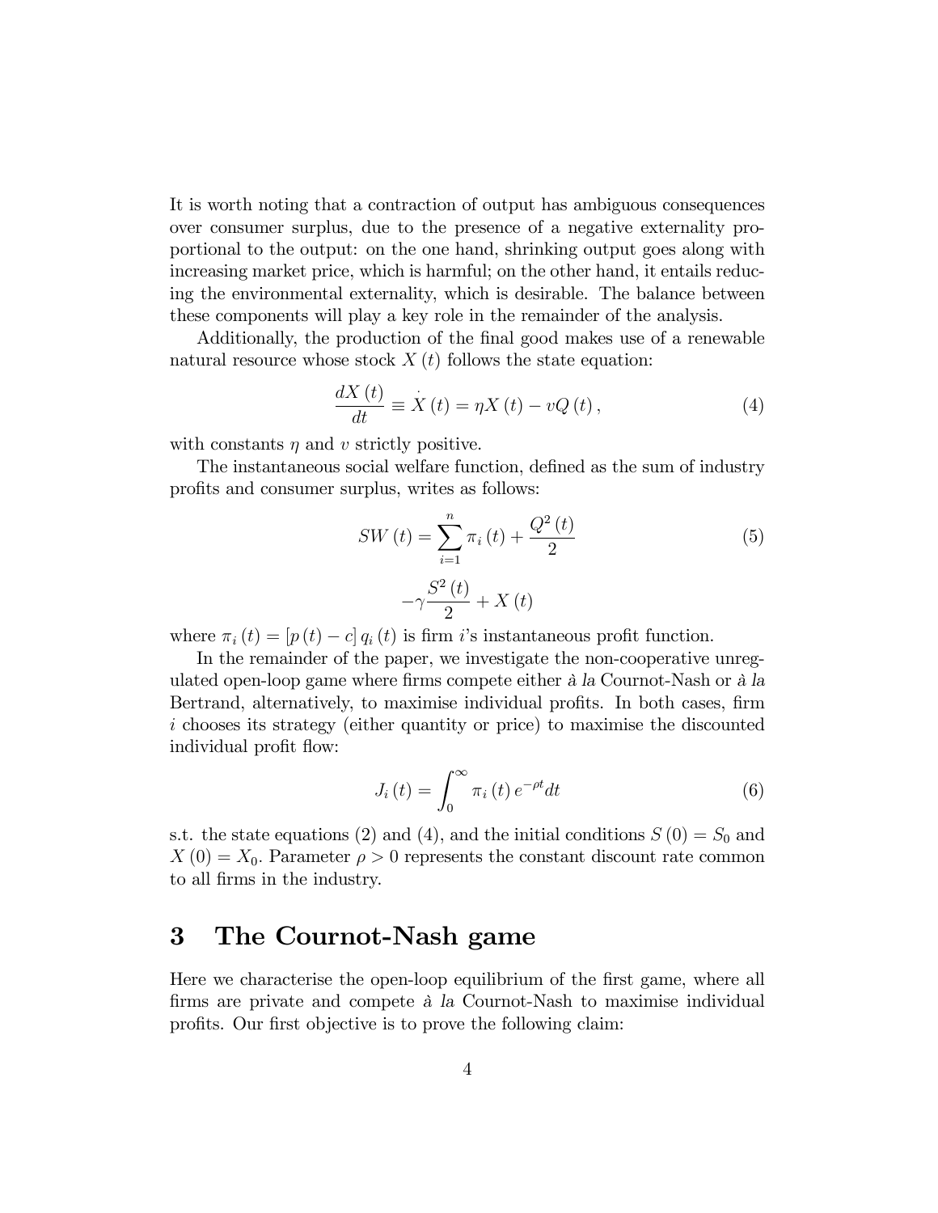It is worth noting that a contraction of output has ambiguous consequences over consumer surplus, due to the presence of a negative externality proportional to the output: on the one hand, shrinking output goes along with increasing market price, which is harmful; on the other hand, it entails reducing the environmental externality, which is desirable. The balance between these components will play a key role in the remainder of the analysis.

Additionally, the production of the final good makes use of a renewable natural resource whose stock $X(t)$ follows the state equation:

$$\frac{dX(t)}{dt} \equiv \dot{X}(t) = \eta X(t) - vQ(t), \tag{4}$$

with constants $\eta$ and $v$ strictly positive.

The instantaneous social welfare function, defined as the sum of industry profits and consumer surplus, writes as follows:

$$SW(t) = \sum_{i=1}^{n} \pi_i(t) + \frac{Q^2(t)}{2} - \gamma \frac{S^2(t)}{2} + X(t) \tag{5}$$

where $\pi_i(t) = [p(t) - c] q_i(t)$ is firm $i$'s instantaneous profit function.

In the remainder of the paper, we investigate the non-cooperative unregulated open-loop game where firms compete either *à la* Cournot-Nash or *à la* Bertrand, alternatively, to maximise individual profits. In both cases, firm $i$ chooses its strategy (either quantity or price) to maximise the discounted individual profit flow:

$$J_i(t) = \int_0^\infty \pi_i(t) e^{-\rho t} dt \tag{6}$$

s.t. the state equations (2) and (4), and the initial conditions $S(0) = S_0$ and $X(0) = X_0$. Parameter $\rho > 0$ represents the constant discount rate common to all firms in the industry.

# 3 The Cournot-Nash game

Here we characterise the open-loop equilibrium of the first game, where all firms are private and compete *à la* Cournot-Nash to maximise individual profits. Our first objective is to prove the following claim: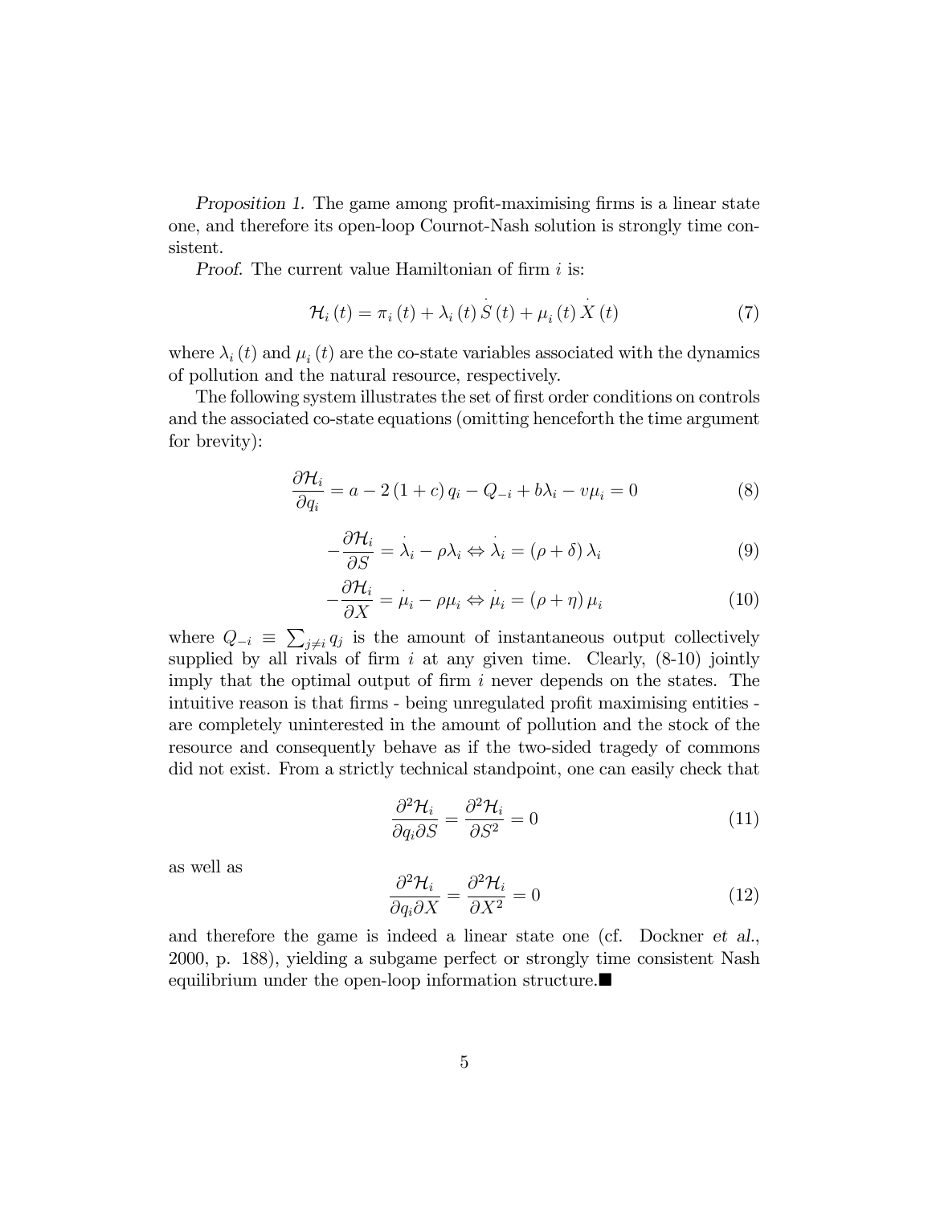*Proposition 1.* The game among profit-maximising firms is a linear state one, and therefore its open-loop Cournot-Nash solution is strongly time consistent.

*Proof.* The current value Hamiltonian of firm $i$ is:

$$\mathcal{H}_i(t) = \pi_i(t) + \lambda_i(t)\dot{S}(t) + \mu_i(t)\dot{X}(t) \tag{7}$$

where $\lambda_i(t)$ and $\mu_i(t)$ are the co-state variables associated with the dynamics of pollution and the natural resource, respectively.

The following system illustrates the set of first order conditions on controls and the associated co-state equations (omitting henceforth the time argument for brevity):

$$\frac{\partial \mathcal{H}_i}{\partial q_i} = a - 2(1+c)q_i - Q_{-i} + b\lambda_i - v\mu_i = 0 \tag{8}$$

$$-\frac{\partial \mathcal{H}_i}{\partial S} = \dot{\lambda}_i - \rho\lambda_i \Leftrightarrow \dot{\lambda}_i = (\rho + \delta)\lambda_i \tag{9}$$

$$-\frac{\partial \mathcal{H}_i}{\partial X} = \dot{\mu}_i - \rho\mu_i \Leftrightarrow \dot{\mu}_i = (\rho + \eta)\mu_i \tag{10}$$

where $Q_{-i} \equiv \sum_{j \neq i} q_j$ is the amount of instantaneous output collectively supplied by all rivals of firm $i$ at any given time. Clearly, (8-10) jointly imply that the optimal output of firm $i$ never depends on the states. The intuitive reason is that firms - being unregulated profit maximising entities - are completely uninterested in the amount of pollution and the stock of the resource and consequently behave as if the two-sided tragedy of commons did not exist. From a strictly technical standpoint, one can easily check that

$$\frac{\partial^2 \mathcal{H}_i}{\partial q_i \partial S} = \frac{\partial^2 \mathcal{H}_i}{\partial S^2} = 0 \tag{11}$$

as well as

$$\frac{\partial^2 \mathcal{H}_i}{\partial q_i \partial X} = \frac{\partial^2 \mathcal{H}_i}{\partial X^2} = 0 \tag{12}$$

and therefore the game is indeed a linear state one (cf. Dockner *et al.*, 2000, p. 188), yielding a subgame perfect or strongly time consistent Nash equilibrium under the open-loop information structure.■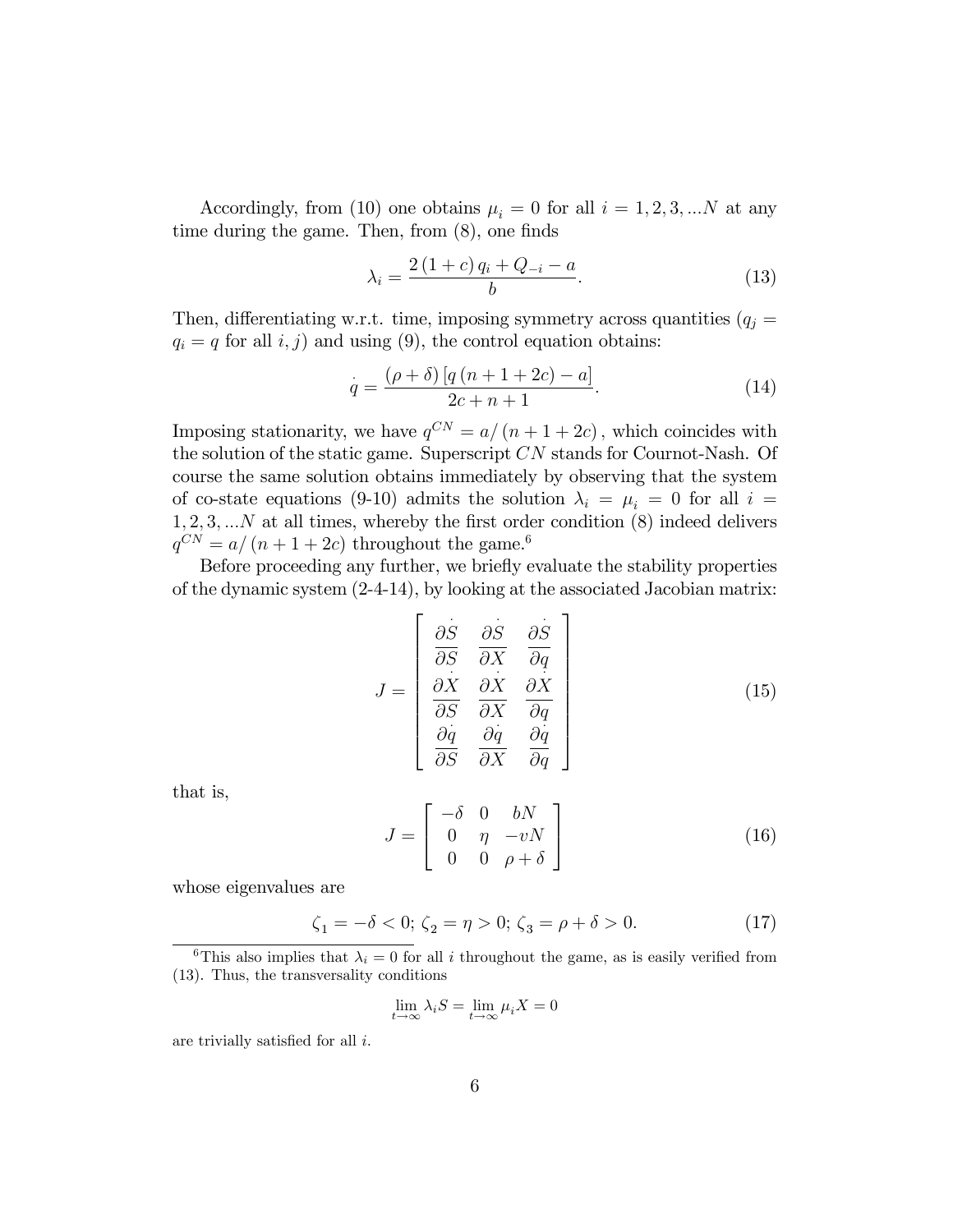Accordingly, from (10) one obtains $\mu_i = 0$ for all $i = 1, 2, 3, ...N$ at any time during the game. Then, from (8), one finds

$$\lambda_i = \frac{2(1+c)q_i + Q_{-i} - a}{b}. \tag{13}$$

Then, differentiating w.r.t. time, imposing symmetry across quantities ($q_j = q_i = q$ for all $i, j$) and using (9), the control equation obtains:

$$\dot{q} = \frac{(\rho + \delta)[q(n+1+2c) - a]}{2c + n + 1}. \tag{14}$$

Imposing stationarity, we have $q^{CN} = a/(n+1+2c)$, which coincides with the solution of the static game. Superscript $CN$ stands for Cournot-Nash. Of course the same solution obtains immediately by observing that the system of co-state equations (9-10) admits the solution $\lambda_i = \mu_i = 0$ for all $i = 1, 2, 3, ...N$ at all times, whereby the first order condition (8) indeed delivers $q^{CN} = a/(n+1+2c)$ throughout the game.[6]

Before proceeding any further, we briefly evaluate the stability properties of the dynamic system (2-4-14), by looking at the associated Jacobian matrix:

$$J = \begin{bmatrix} \dfrac{\partial \dot{S}}{\partial S} & \dfrac{\partial \dot{S}}{\partial X} & \dfrac{\partial \dot{S}}{\partial q} \\ \dfrac{\partial \dot{X}}{\partial S} & \dfrac{\partial \dot{X}}{\partial X} & \dfrac{\partial \dot{X}}{\partial q} \\ \dfrac{\partial \dot{q}}{\partial S} & \dfrac{\partial \dot{q}}{\partial X} & \dfrac{\partial \dot{q}}{\partial q} \end{bmatrix} \tag{15}$$

that is,

$$J = \begin{bmatrix} -\delta & 0 & bN \\ 0 & \eta & -vN \\ 0 & 0 & \rho + \delta \end{bmatrix} \tag{16}$$

whose eigenvalues are

$$\zeta_1 = -\delta < 0; \; \zeta_2 = \eta > 0; \; \zeta_3 = \rho + \delta > 0. \tag{17}$$

[6] This also implies that $\lambda_i = 0$ for all $i$ throughout the game, as is easily verified from (13). Thus, the transversality conditions

$$\lim_{t \to \infty} \lambda_i S = \lim_{t \to \infty} \mu_i X = 0$$

are trivially satisfied for all $i$.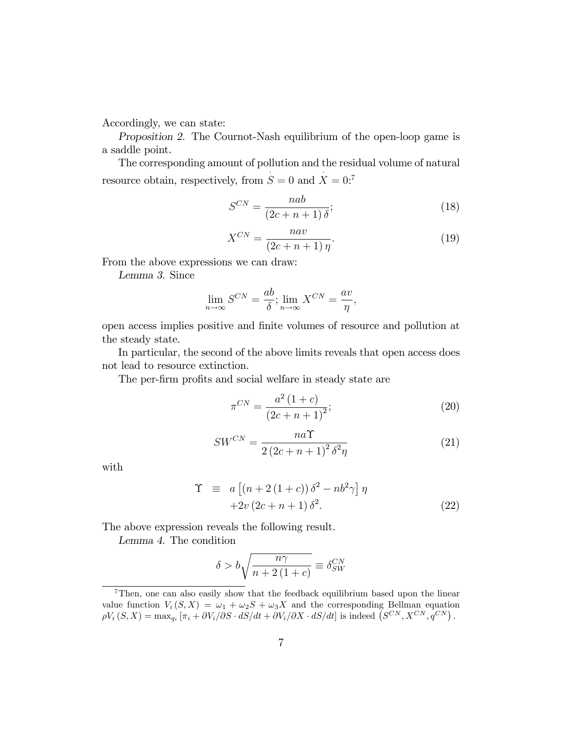Accordingly, we can state:

*Proposition 2.* The Cournot-Nash equilibrium of the open-loop game is a saddle point.

The corresponding amount of pollution and the residual volume of natural resource obtain, respectively, from $\dot{S} = 0$ and $\dot{X} = 0$:[7]

$$S^{CN} = \frac{nab}{(2c + n + 1)\,\delta}; \tag{18}$$

$$X^{CN} = \frac{nav}{(2c + n + 1)\,\eta}. \tag{19}$$

From the above expressions we can draw:

*Lemma 3.* Since

$$\lim_{n \to \infty} S^{CN} = \frac{ab}{\delta}; \lim_{n \to \infty} X^{CN} = \frac{av}{\eta},$$

open access implies positive and finite volumes of resource and pollution at the steady state.

In particular, the second of the above limits reveals that open access does not lead to resource extinction.

The per-firm profits and social welfare in steady state are

$$\pi^{CN} = \frac{a^2\,(1 + c)}{(2c + n + 1)^2}; \tag{20}$$

$$SW^{CN} = \frac{na\Upsilon}{2\,(2c + n + 1)^2\,\delta^2 \eta} \tag{21}$$

with

$$\begin{aligned} \Upsilon \;\equiv\;& a\left[(n + 2\,(1 + c))\,\delta^2 - nb^2\gamma\right]\eta \\ & + 2v\,(2c + n + 1)\,\delta^2. \end{aligned} \tag{22}$$

The above expression reveals the following result.

*Lemma 4.* The condition

$$\delta > b\sqrt{\frac{n\gamma}{n + 2\,(1 + c)}} \equiv \delta_{SW}^{CN}$$

---

[7] Then, one can also easily show that the feedback equilibrium based upon the linear value function $V_i\,(S, X) = \omega_1 + \omega_2 S + \omega_3 X$ and the corresponding Bellman equation $\rho V_i\,(S, X) = \max_{q_i}\left[\pi_i + \partial V_i/\partial S \cdot dS/dt + \partial V_i/\partial X \cdot dS/dt\right]$ is indeed $\left(S^{CN}, X^{CN}, q^{CN}\right)$.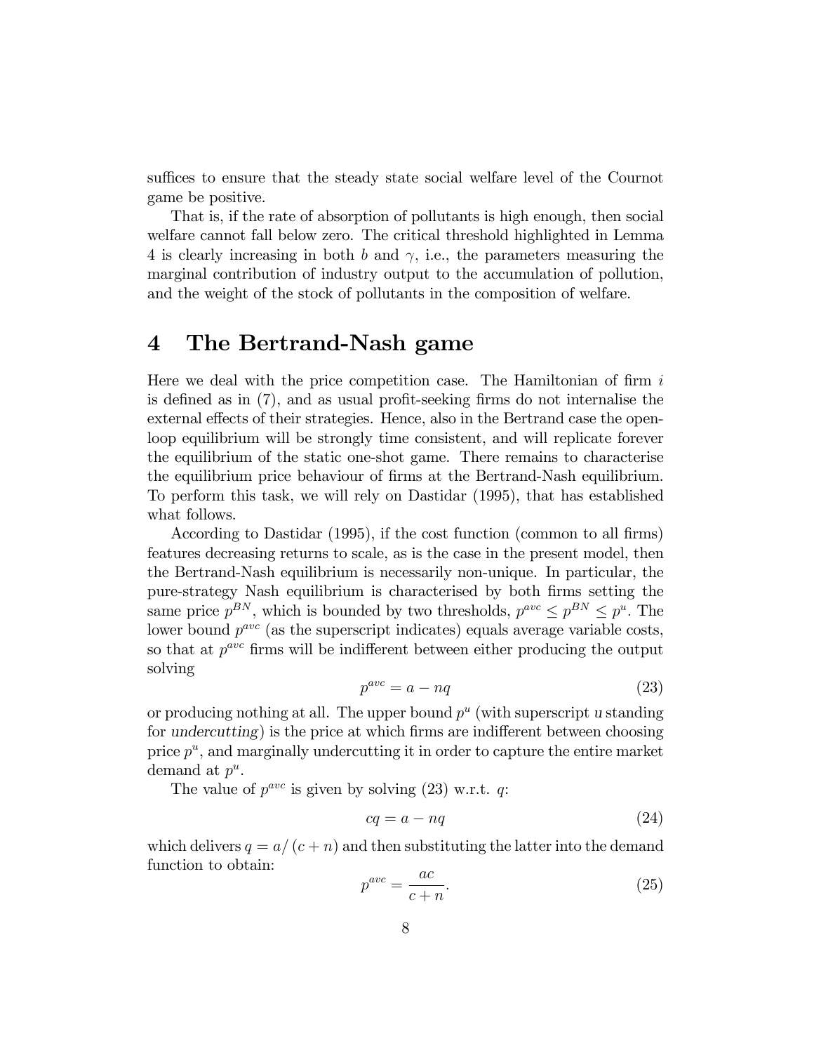suffices to ensure that the steady state social welfare level of the Cournot game be positive.

That is, if the rate of absorption of pollutants is high enough, then social welfare cannot fall below zero. The critical threshold highlighted in Lemma 4 is clearly increasing in both $b$ and $\gamma$, i.e., the parameters measuring the marginal contribution of industry output to the accumulation of pollution, and the weight of the stock of pollutants in the composition of welfare.

# 4 The Bertrand-Nash game

Here we deal with the price competition case. The Hamiltonian of firm $i$ is defined as in (7), and as usual profit-seeking firms do not internalise the external effects of their strategies. Hence, also in the Bertrand case the open-loop equilibrium will be strongly time consistent, and will replicate forever the equilibrium of the static one-shot game. There remains to characterise the equilibrium price behaviour of firms at the Bertrand-Nash equilibrium. To perform this task, we will rely on Dastidar (1995), that has established what follows.

According to Dastidar (1995), if the cost function (common to all firms) features decreasing returns to scale, as is the case in the present model, then the Bertrand-Nash equilibrium is necessarily non-unique. In particular, the pure-strategy Nash equilibrium is characterised by both firms setting the same price $p^{BN}$, which is bounded by two thresholds, $p^{avc} \leq p^{BN} \leq p^{u}$. The lower bound $p^{avc}$ (as the superscript indicates) equals average variable costs, so that at $p^{avc}$ firms will be indifferent between either producing the output solving

$$p^{avc} = a - nq \tag{23}$$

or producing nothing at all. The upper bound $p^{u}$ (with superscript $u$ standing for *undercutting*) is the price at which firms are indifferent between choosing price $p^{u}$, and marginally undercutting it in order to capture the entire market demand at $p^{u}$.

The value of $p^{avc}$ is given by solving (23) w.r.t. $q$:

$$cq = a - nq \tag{24}$$

which delivers $q = a/(c+n)$ and then substituting the latter into the demand function to obtain:

$$p^{avc} = \frac{ac}{c+n}. \tag{25}$$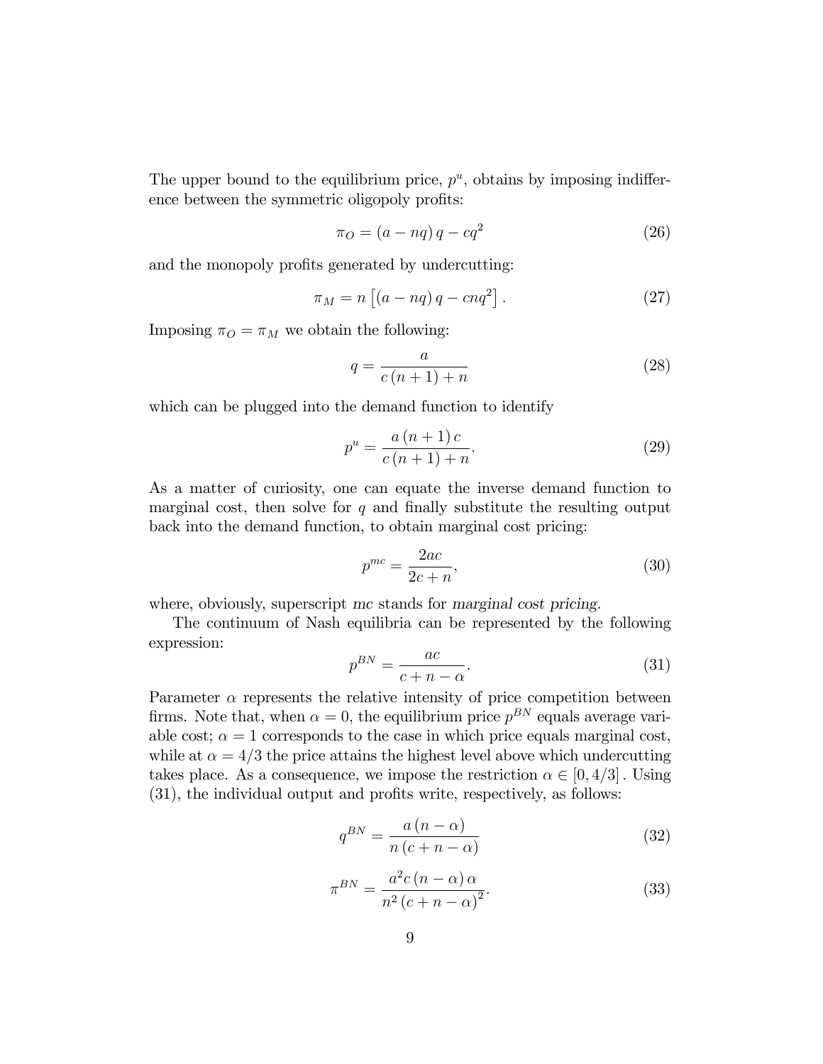The upper bound to the equilibrium price, $p^u$, obtains by imposing indifference between the symmetric oligopoly profits:

$$\pi_O = (a - nq)\, q - cq^2 \tag{26}$$

and the monopoly profits generated by undercutting:

$$\pi_M = n\left[(a - nq)\, q - cnq^2\right]. \tag{27}$$

Imposing $\pi_O = \pi_M$ we obtain the following:

$$q = \frac{a}{c\,(n+1) + n} \tag{28}$$

which can be plugged into the demand function to identify

$$p^u = \frac{a\,(n+1)\,c}{c\,(n+1) + n}. \tag{29}$$

As a matter of curiosity, one can equate the inverse demand function to marginal cost, then solve for $q$ and finally substitute the resulting output back into the demand function, to obtain marginal cost pricing:

$$p^{mc} = \frac{2ac}{2c + n}, \tag{30}$$

where, obviously, superscript *mc* stands for *marginal cost pricing*.

The continuum of Nash equilibria can be represented by the following expression:

$$p^{BN} = \frac{ac}{c + n - \alpha}. \tag{31}$$

Parameter $\alpha$ represents the relative intensity of price competition between firms. Note that, when $\alpha = 0$, the equilibrium price $p^{BN}$ equals average variable cost; $\alpha = 1$ corresponds to the case in which price equals marginal cost, while at $\alpha = 4/3$ the price attains the highest level above which undercutting takes place. As a consequence, we impose the restriction $\alpha \in [0, 4/3]$. Using (31), the individual output and profits write, respectively, as follows:

$$q^{BN} = \frac{a\,(n - \alpha)}{n\,(c + n - \alpha)} \tag{32}$$

$$\pi^{BN} = \frac{a^2 c\,(n - \alpha)\,\alpha}{n^2\,(c + n - \alpha)^2}. \tag{33}$$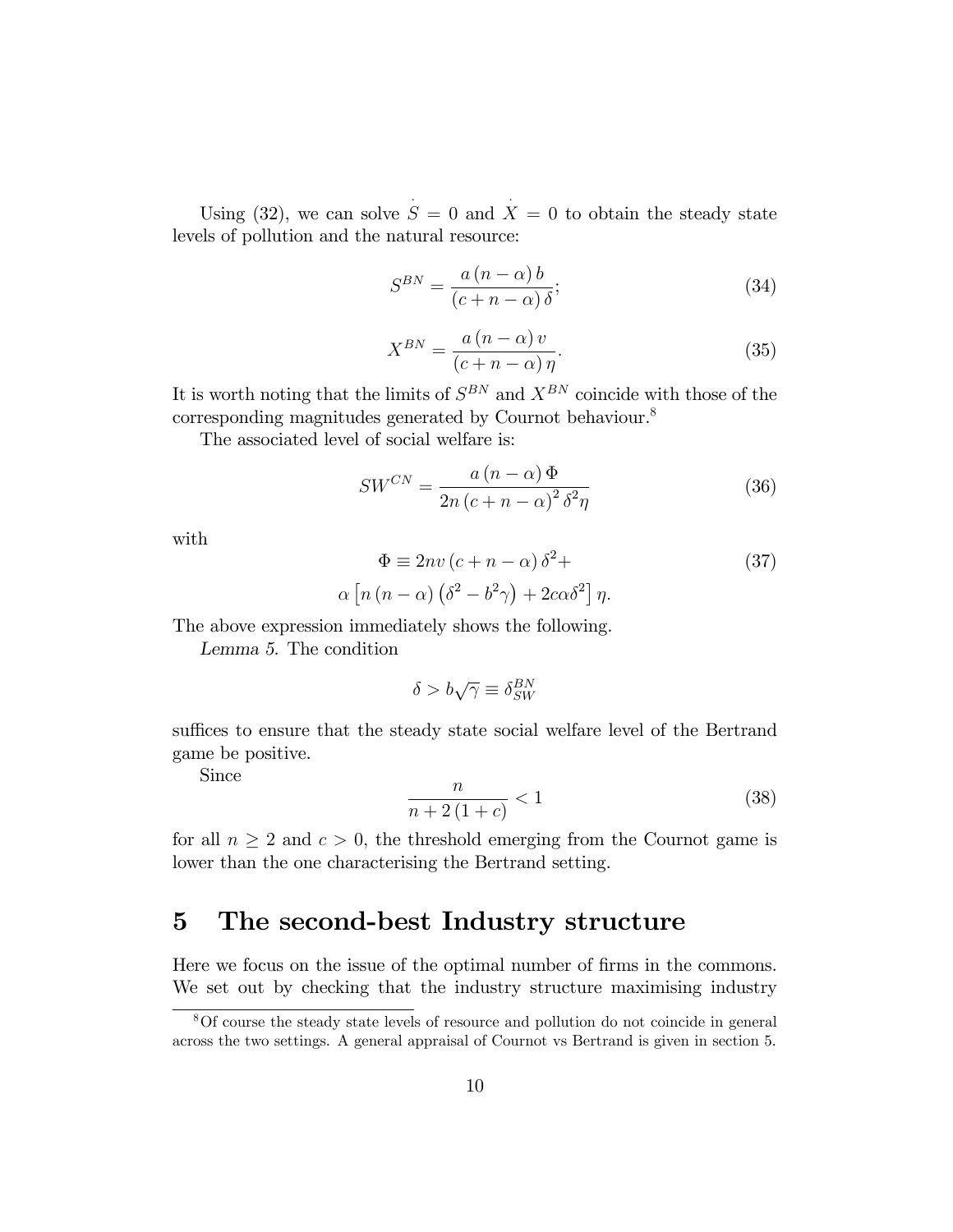Using (32), we can solve $\dot{S} = 0$ and $\dot{X} = 0$ to obtain the steady state levels of pollution and the natural resource:

$$S^{BN} = \frac{a(n-\alpha)b}{(c+n-\alpha)\delta}; \tag{34}$$

$$X^{BN} = \frac{a(n-\alpha)v}{(c+n-\alpha)\eta}. \tag{35}$$

It is worth noting that the limits of $S^{BN}$ and $X^{BN}$ coincide with those of the corresponding magnitudes generated by Cournot behaviour.[8]

The associated level of social welfare is:

$$SW^{CN} = \frac{a(n-\alpha)\Phi}{2n(c+n-\alpha)^2\delta^2\eta} \tag{36}$$

with

$$\Phi \equiv 2nv(c+n-\alpha)\delta^2 + \alpha\left[n(n-\alpha)\left(\delta^2 - b^2\gamma\right) + 2c\alpha\delta^2\right]\eta. \tag{37}$$

The above expression immediately shows the following.

*Lemma 5.* The condition

$$\delta > b\sqrt{\gamma} \equiv \delta^{BN}_{SW}$$

suffices to ensure that the steady state social welfare level of the Bertrand game be positive.

Since

$$\frac{n}{n+2(1+c)} < 1 \tag{38}$$

for all $n \geq 2$ and $c > 0$, the threshold emerging from the Cournot game is lower than the one characterising the Bertrand setting.

# 5 The second-best Industry structure

Here we focus on the issue of the optimal number of firms in the commons. We set out by checking that the industry structure maximising industry

[8] Of course the steady state levels of resource and pollution do not coincide in general across the two settings. A general appraisal of Cournot vs Bertrand is given in section 5.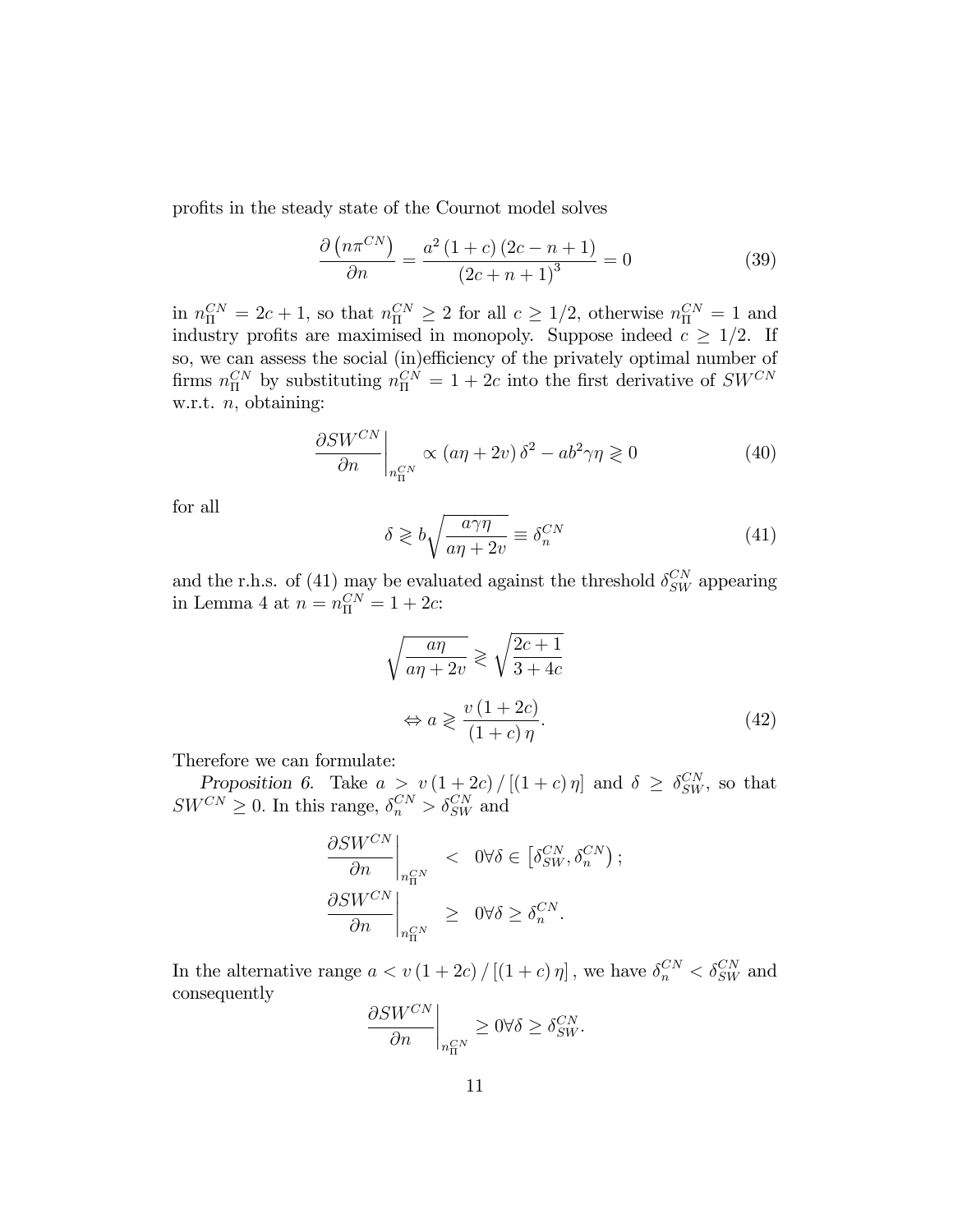profits in the steady state of the Cournot model solves

$$\frac{\partial \left(n\pi^{CN}\right)}{\partial n} = \frac{a^2 (1+c)(2c-n+1)}{(2c+n+1)^3} = 0 \tag{39}$$

in $n_{\Pi}^{CN} = 2c+1$, so that $n_{\Pi}^{CN} \geq 2$ for all $c \geq 1/2$, otherwise $n_{\Pi}^{CN} = 1$ and industry profits are maximised in monopoly. Suppose indeed $c \geq 1/2$. If so, we can assess the social (in)efficiency of the privately optimal number of firms $n_{\Pi}^{CN}$ by substituting $n_{\Pi}^{CN} = 1+2c$ into the first derivative of $SW^{CN}$ w.r.t. $n$, obtaining:

$$\left.\frac{\partial SW^{CN}}{\partial n}\right|_{n_{\Pi}^{CN}} \propto (a\eta + 2v)\,\delta^2 - ab^2\gamma\eta \gtreqless 0 \tag{40}$$

for all

$$\delta \gtreqless b\sqrt{\frac{a\gamma\eta}{a\eta+2v}} \equiv \delta_n^{CN} \tag{41}$$

and the r.h.s. of (41) may be evaluated against the threshold $\delta_{SW}^{CN}$ appearing in Lemma 4 at $n = n_{\Pi}^{CN} = 1+2c$:

$$\sqrt{\frac{a\eta}{a\eta+2v}} \gtreqless \sqrt{\frac{2c+1}{3+4c}}$$

$$\Leftrightarrow a \gtreqless \frac{v\,(1+2c)}{(1+c)\,\eta}. \tag{42}$$

Therefore we can formulate:

*Proposition 6.* Take $a > v\,(1+2c)/[(1+c)\,\eta]$ and $\delta \geq \delta_{SW}^{CN}$, so that $SW^{CN} \geq 0$. In this range, $\delta_n^{CN} > \delta_{SW}^{CN}$ and

$$\left.\frac{\partial SW^{CN}}{\partial n}\right|_{n_{\Pi}^{CN}} < 0 \forall \delta \in \left[\delta_{SW}^{CN}, \delta_n^{CN}\right);$$

$$\left.\frac{\partial SW^{CN}}{\partial n}\right|_{n_{\Pi}^{CN}} \geq 0 \forall \delta \geq \delta_n^{CN}.$$

In the alternative range $a < v\,(1+2c)/[(1+c)\,\eta]$, we have $\delta_n^{CN} < \delta_{SW}^{CN}$ and consequently

$$\left.\frac{\partial SW^{CN}}{\partial n}\right|_{n_{\Pi}^{CN}} \geq 0 \forall \delta \geq \delta_{SW}^{CN}.$$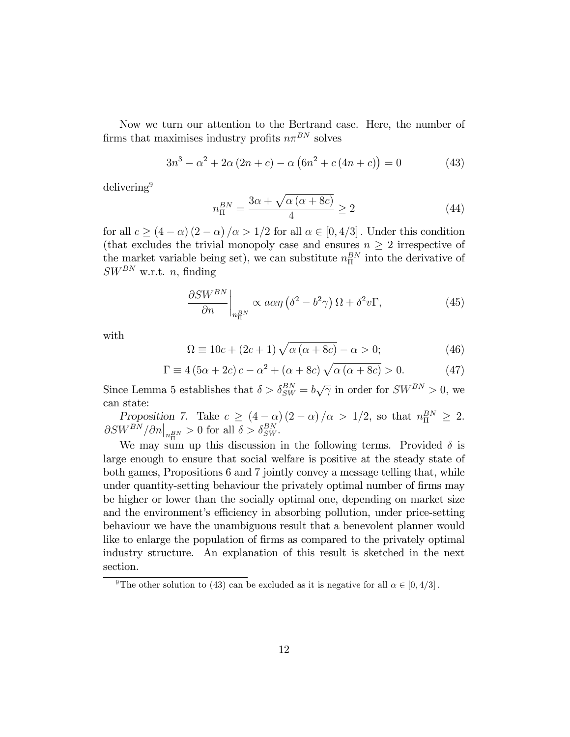Now we turn our attention to the Bertrand case. Here, the number of firms that maximises industry profits $n\pi^{BN}$ solves

$$3n^3 - \alpha^2 + 2\alpha(2n + c) - \alpha\left(6n^2 + c(4n + c)\right) = 0 \tag{43}$$

delivering[9]

$$n_{\Pi}^{BN} = \frac{3\alpha + \sqrt{\alpha(\alpha + 8c)}}{4} \geq 2 \tag{44}$$

for all $c \geq (4 - \alpha)(2 - \alpha)/\alpha > 1/2$ for all $\alpha \in [0, 4/3]$. Under this condition (that excludes the trivial monopoly case and ensures $n \geq 2$ irrespective of the market variable being set), we can substitute $n_{\Pi}^{BN}$ into the derivative of $SW^{BN}$ w.r.t. $n$, finding

$$\left.\frac{\partial SW^{BN}}{\partial n}\right|_{n_{\Pi}^{BN}} \propto a\alpha\eta\left(\delta^2 - b^2\gamma\right)\Omega + \delta^2 v\Gamma, \tag{45}$$

with

$$\Omega \equiv 10c + (2c + 1)\sqrt{\alpha(\alpha + 8c)} - \alpha > 0; \tag{46}$$

$$\Gamma \equiv 4(5\alpha + 2c)c - \alpha^2 + (\alpha + 8c)\sqrt{\alpha(\alpha + 8c)} > 0. \tag{47}$$

Since Lemma 5 establishes that $\delta > \delta_{SW}^{BN} = b\sqrt{\gamma}$ in order for $SW^{BN} > 0$, we can state:

*Proposition 7.* Take $c \geq (4 - \alpha)(2 - \alpha)/\alpha > 1/2$, so that $n_{\Pi}^{BN} \geq 2$. $\partial SW^{BN}/\partial n\big|_{n_{\Pi}^{BN}} > 0$ for all $\delta > \delta_{SW}^{BN}$.

We may sum up this discussion in the following terms. Provided $\delta$ is large enough to ensure that social welfare is positive at the steady state of both games, Propositions 6 and 7 jointly convey a message telling that, while under quantity-setting behaviour the privately optimal number of firms may be higher or lower than the socially optimal one, depending on market size and the environment's efficiency in absorbing pollution, under price-setting behaviour we have the unambiguous result that a benevolent planner would like to enlarge the population of firms as compared to the privately optimal industry structure. An explanation of this result is sketched in the next section.

[9] The other solution to (43) can be excluded as it is negative for all $\alpha \in [0, 4/3]$.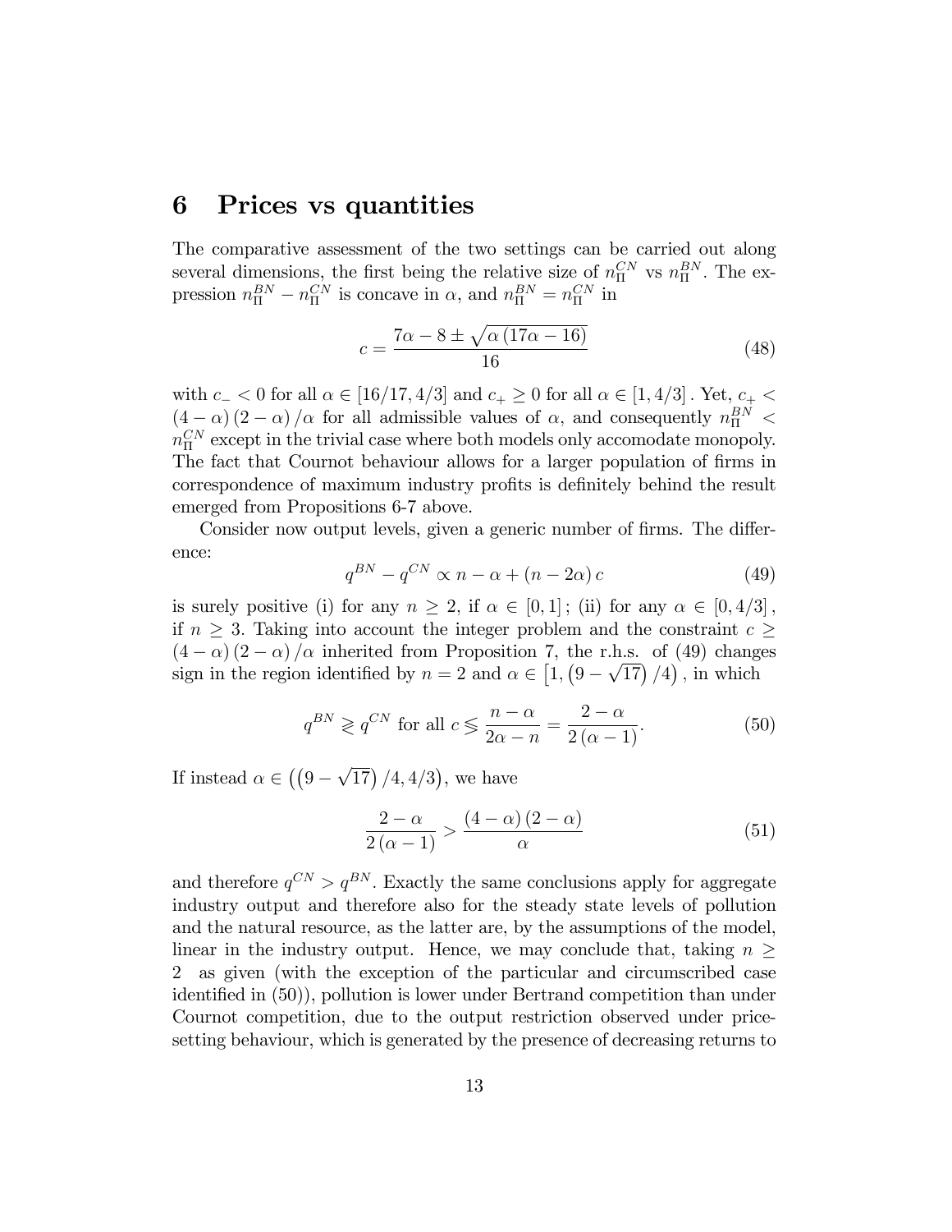# 6 Prices vs quantities

The comparative assessment of the two settings can be carried out along several dimensions, the first being the relative size of $n_{\Pi}^{CN}$ vs $n_{\Pi}^{BN}$. The expression $n_{\Pi}^{BN} - n_{\Pi}^{CN}$ is concave in $\alpha$, and $n_{\Pi}^{BN} = n_{\Pi}^{CN}$ in

$$c = \frac{7\alpha - 8 \pm \sqrt{\alpha\,(17\alpha - 16)}}{16} \tag{48}$$

with $c_{-} < 0$ for all $\alpha \in [16/17, 4/3]$ and $c_{+} \geq 0$ for all $\alpha \in [1, 4/3]$. Yet, $c_{+} < (4-\alpha)(2-\alpha)/\alpha$ for all admissible values of $\alpha$, and consequently $n_{\Pi}^{BN} < n_{\Pi}^{CN}$ except in the trivial case where both models only accomodate monopoly. The fact that Cournot behaviour allows for a larger population of firms in correspondence of maximum industry profits is definitely behind the result emerged from Propositions 6-7 above.

Consider now output levels, given a generic number of firms. The difference:

$$q^{BN} - q^{CN} \propto n - \alpha + (n - 2\alpha)\,c \tag{49}$$

is surely positive (i) for any $n \geq 2$, if $\alpha \in [0, 1]$; (ii) for any $\alpha \in [0, 4/3]$, if $n \geq 3$. Taking into account the integer problem and the constraint $c \geq (4-\alpha)(2-\alpha)/\alpha$ inherited from Proposition 7, the r.h.s. of (49) changes sign in the region identified by $n = 2$ and $\alpha \in \left[1, \left(9 - \sqrt{17}\right)/4\right)$, in which

$$q^{BN} \gtrless q^{CN} \text{ for all } c \lesseqgtr \frac{n - \alpha}{2\alpha - n} = \frac{2 - \alpha}{2\,(\alpha - 1)}. \tag{50}$$

If instead $\alpha \in \left(\left(9 - \sqrt{17}\right)/4, 4/3\right)$, we have

$$\frac{2 - \alpha}{2\,(\alpha - 1)} > \frac{(4-\alpha)(2-\alpha)}{\alpha} \tag{51}$$

and therefore $q^{CN} > q^{BN}$. Exactly the same conclusions apply for aggregate industry output and therefore also for the steady state levels of pollution and the natural resource, as the latter are, by the assumptions of the model, linear in the industry output. Hence, we may conclude that, taking $n \geq 2$ as given (with the exception of the particular and circumscribed case identified in (50)), pollution is lower under Bertrand competition than under Cournot competition, due to the output restriction observed under price-setting behaviour, which is generated by the presence of decreasing returns to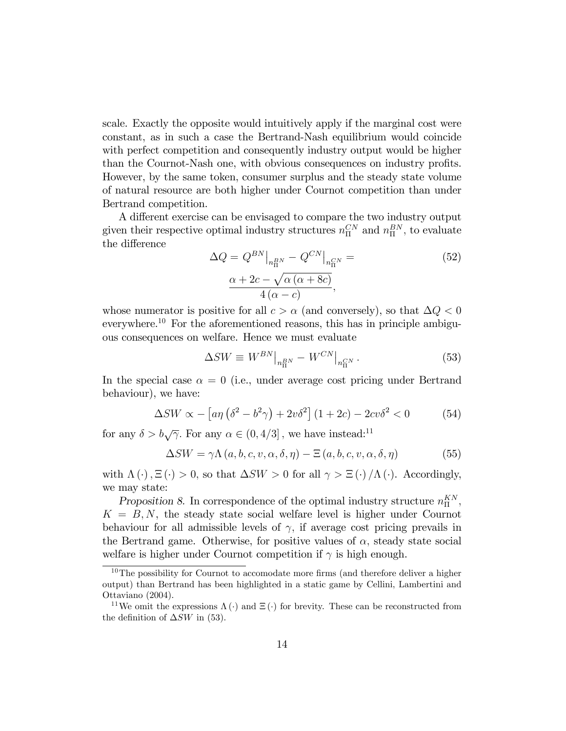scale. Exactly the opposite would intuitively apply if the marginal cost were constant, as in such a case the Bertrand-Nash equilibrium would coincide with perfect competition and consequently industry output would be higher than the Cournot-Nash one, with obvious consequences on industry profits. However, by the same token, consumer surplus and the steady state volume of natural resource are both higher under Cournot competition than under Bertrand competition.

A different exercise can be envisaged to compare the two industry output given their respective optimal industry structures $n_{\Pi}^{CN}$ and $n_{\Pi}^{BN}$, to evaluate the difference

$$\Delta Q = Q^{BN}\big|_{n_{\Pi}^{BN}} - Q^{CN}\big|_{n_{\Pi}^{CN}} = \frac{\alpha + 2c - \sqrt{\alpha\left(\alpha + 8c\right)}}{4\left(\alpha - c\right)}, \tag{52}$$

whose numerator is positive for all $c > \alpha$ (and conversely), so that $\Delta Q < 0$ everywhere.[10] For the aforementioned reasons, this has in principle ambiguous consequences on welfare. Hence we must evaluate

$$\Delta SW \equiv W^{BN}\big|_{n_{\Pi}^{BN}} - W^{CN}\big|_{n_{\Pi}^{CN}}. \tag{53}$$

In the special case $\alpha = 0$ (i.e., under average cost pricing under Bertrand behaviour), we have:

$$\Delta SW \propto -\left[a\eta\left(\delta^2 - b^2\gamma\right) + 2v\delta^2\right](1 + 2c) - 2cv\delta^2 < 0 \tag{54}$$

for any $\delta > b\sqrt{\gamma}$. For any $\alpha \in (0, 4/3]$, we have instead:[11]

$$\Delta SW = \gamma\Lambda\left(a, b, c, v, \alpha, \delta, \eta\right) - \Xi\left(a, b, c, v, \alpha, \delta, \eta\right) \tag{55}$$

with $\Lambda(\cdot), \Xi(\cdot) > 0$, so that $\Delta SW > 0$ for all $\gamma > \Xi(\cdot)/\Lambda(\cdot)$. Accordingly, we may state:

*Proposition 8.* In correspondence of the optimal industry structure $n_{\Pi}^{KN}$, $K = B, N$, the steady state social welfare level is higher under Cournot behaviour for all admissible levels of $\gamma$, if average cost pricing prevails in the Bertrand game. Otherwise, for positive values of $\alpha$, steady state social welfare is higher under Cournot competition if $\gamma$ is high enough.

---

[10] The possibility for Cournot to accomodate more firms (and therefore deliver a higher output) than Bertrand has been highlighted in a static game by Cellini, Lambertini and Ottaviano (2004).

[11] We omit the expressions $\Lambda(\cdot)$ and $\Xi(\cdot)$ for brevity. These can be reconstructed from the definition of $\Delta SW$ in (53).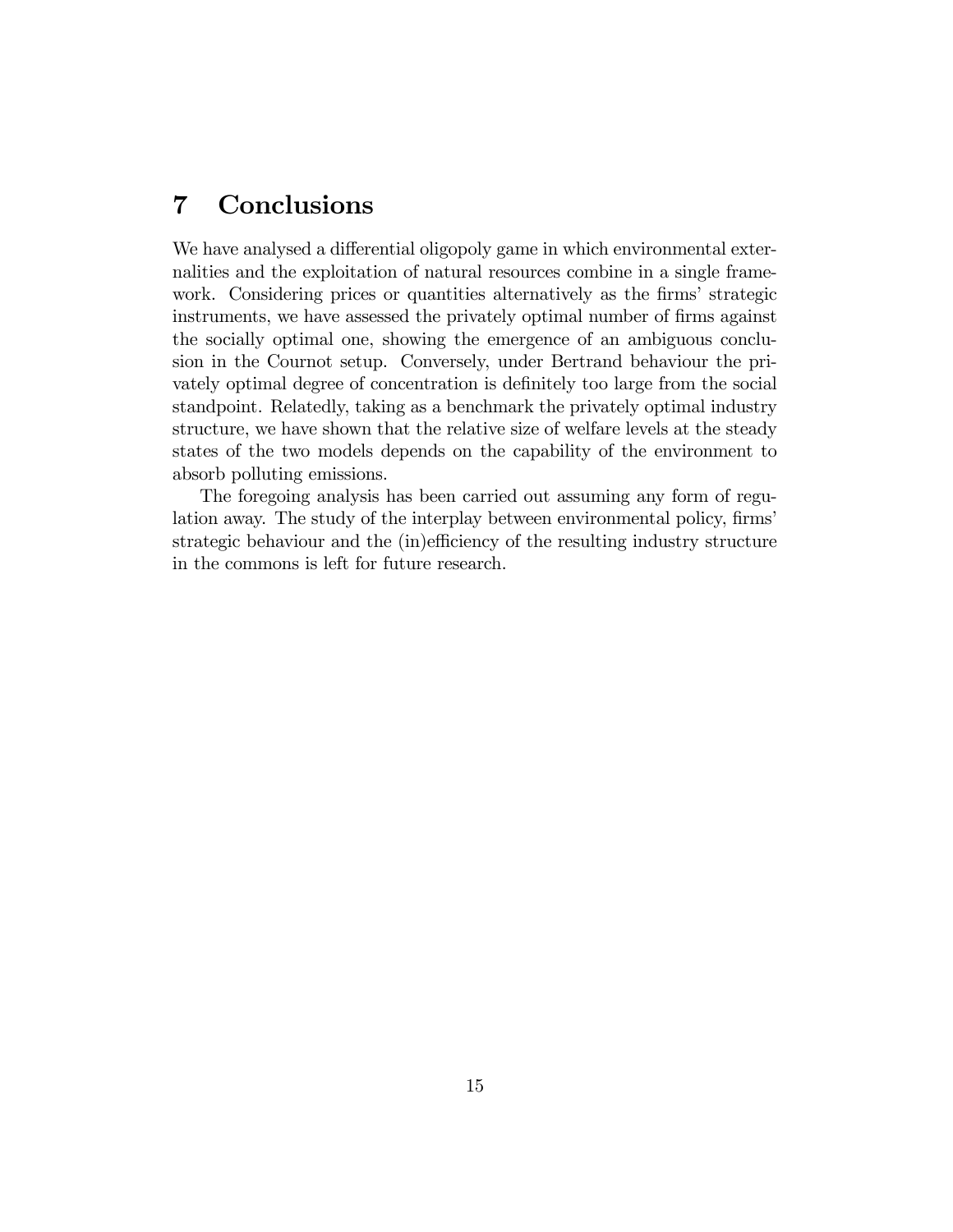## 7 Conclusions

We have analysed a differential oligopoly game in which environmental externalities and the exploitation of natural resources combine in a single framework. Considering prices or quantities alternatively as the firms' strategic instruments, we have assessed the privately optimal number of firms against the socially optimal one, showing the emergence of an ambiguous conclusion in the Cournot setup. Conversely, under Bertrand behaviour the privately optimal degree of concentration is definitely too large from the social standpoint. Relatedly, taking as a benchmark the privately optimal industry structure, we have shown that the relative size of welfare levels at the steady states of the two models depends on the capability of the environment to absorb polluting emissions.

The foregoing analysis has been carried out assuming any form of regulation away. The study of the interplay between environmental policy, firms' strategic behaviour and the (in)efficiency of the resulting industry structure in the commons is left for future research.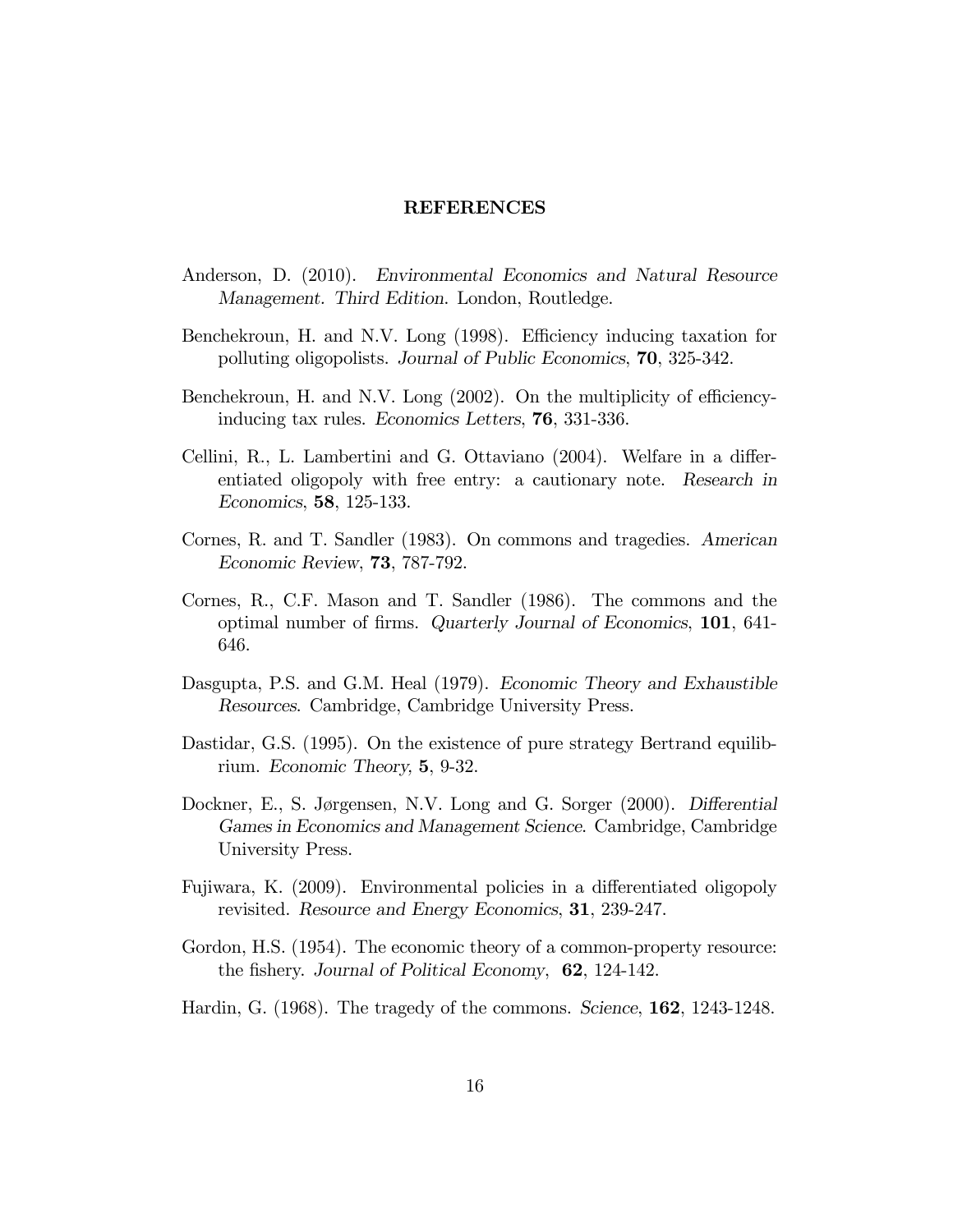## REFERENCES

Anderson, D. (2010). *Environmental Economics and Natural Resource Management. Third Edition*. London, Routledge.

Benchekroun, H. and N.V. Long (1998). Efficiency inducing taxation for polluting oligopolists. *Journal of Public Economics*, **70**, 325-342.

Benchekroun, H. and N.V. Long (2002). On the multiplicity of efficiency-inducing tax rules. *Economics Letters*, **76**, 331-336.

Cellini, R., L. Lambertini and G. Ottaviano (2004). Welfare in a differentiated oligopoly with free entry: a cautionary note. *Research in Economics*, **58**, 125-133.

Cornes, R. and T. Sandler (1983). On commons and tragedies. *American Economic Review*, **73**, 787-792.

Cornes, R., C.F. Mason and T. Sandler (1986). The commons and the optimal number of firms. *Quarterly Journal of Economics*, **101**, 641-646.

Dasgupta, P.S. and G.M. Heal (1979). *Economic Theory and Exhaustible Resources*. Cambridge, Cambridge University Press.

Dastidar, G.S. (1995). On the existence of pure strategy Bertrand equilibrium. *Economic Theory,* **5**, 9-32.

Dockner, E., S. Jørgensen, N.V. Long and G. Sorger (2000). *Differential Games in Economics and Management Science*. Cambridge, Cambridge University Press.

Fujiwara, K. (2009). Environmental policies in a differentiated oligopoly revisited. *Resource and Energy Economics*, **31**, 239-247.

Gordon, H.S. (1954). The economic theory of a common-property resource: the fishery. *Journal of Political Economy*, **62**, 124-142.

Hardin, G. (1968). The tragedy of the commons. *Science*, **162**, 1243-1248.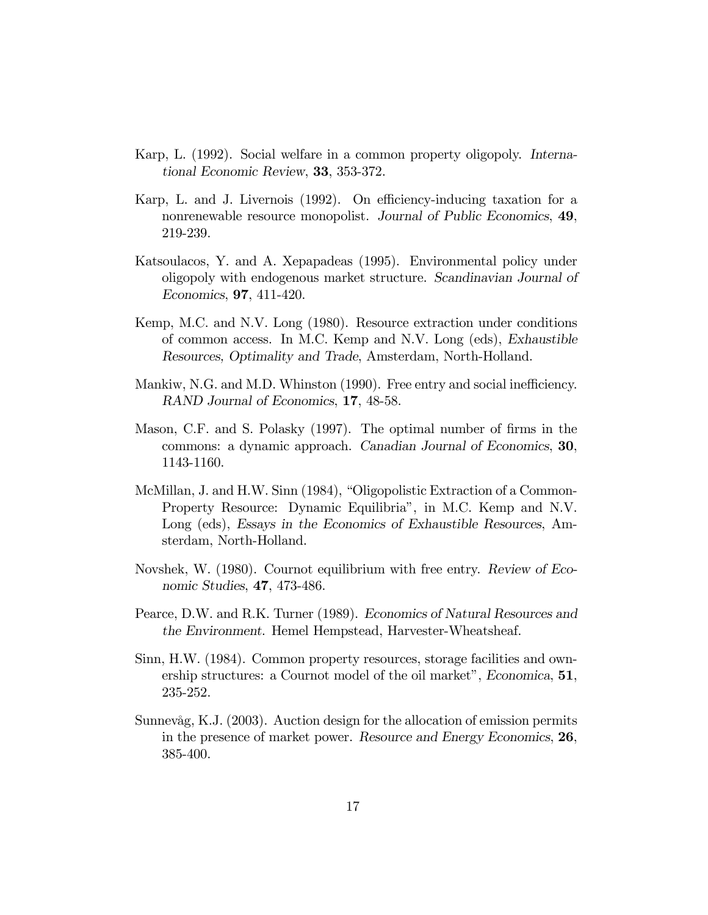Karp, L. (1992). Social welfare in a common property oligopoly. *International Economic Review*, **33**, 353-372.

Karp, L. and J. Livernois (1992). On efficiency-inducing taxation for a nonrenewable resource monopolist. *Journal of Public Economics*, **49**, 219-239.

Katsoulacos, Y. and A. Xepapadeas (1995). Environmental policy under oligopoly with endogenous market structure. *Scandinavian Journal of Economics*, **97**, 411-420.

Kemp, M.C. and N.V. Long (1980). Resource extraction under conditions of common access. In M.C. Kemp and N.V. Long (eds), *Exhaustible Resources, Optimality and Trade*, Amsterdam, North-Holland.

Mankiw, N.G. and M.D. Whinston (1990). Free entry and social inefficiency. *RAND Journal of Economics*, **17**, 48-58.

Mason, C.F. and S. Polasky (1997). The optimal number of firms in the commons: a dynamic approach. *Canadian Journal of Economics*, **30**, 1143-1160.

McMillan, J. and H.W. Sinn (1984), "Oligopolistic Extraction of a Common-Property Resource: Dynamic Equilibria", in M.C. Kemp and N.V. Long (eds), *Essays in the Economics of Exhaustible Resources*, Amsterdam, North-Holland.

Novshek, W. (1980). Cournot equilibrium with free entry. *Review of Economic Studies*, **47**, 473-486.

Pearce, D.W. and R.K. Turner (1989). *Economics of Natural Resources and the Environment*. Hemel Hempstead, Harvester-Wheatsheaf.

Sinn, H.W. (1984). Common property resources, storage facilities and ownership structures: a Cournot model of the oil market", *Economica*, **51**, 235-252.

Sunnevåg, K.J. (2003). Auction design for the allocation of emission permits in the presence of market power. *Resource and Energy Economics*, **26**, 385-400.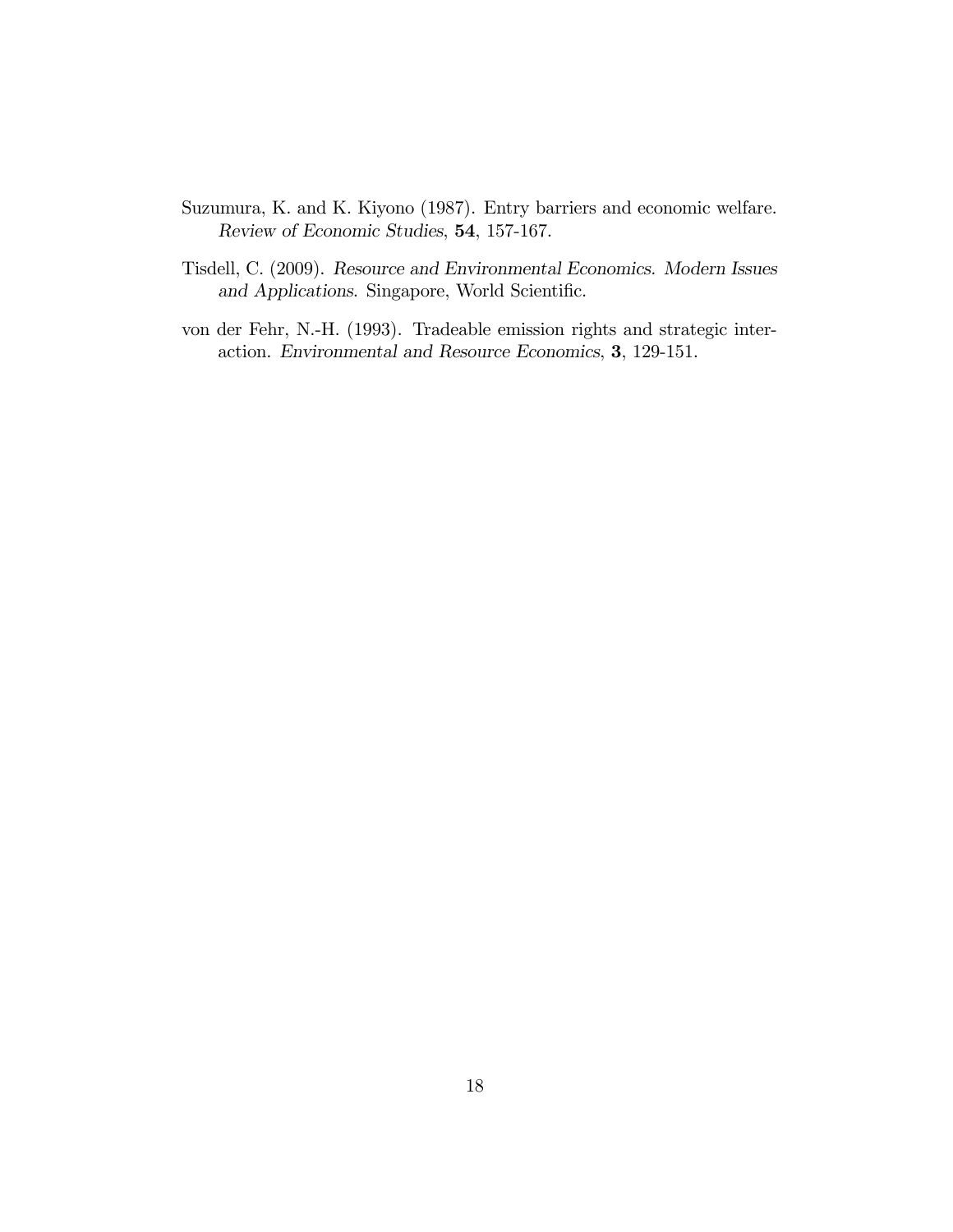Suzumura, K. and K. Kiyono (1987). Entry barriers and economic welfare. *Review of Economic Studies*, **54**, 157-167.

Tisdell, C. (2009). *Resource and Environmental Economics. Modern Issues and Applications*. Singapore, World Scientific.

von der Fehr, N.-H. (1993). Tradeable emission rights and strategic interaction. *Environmental and Resource Economics*, **3**, 129-151.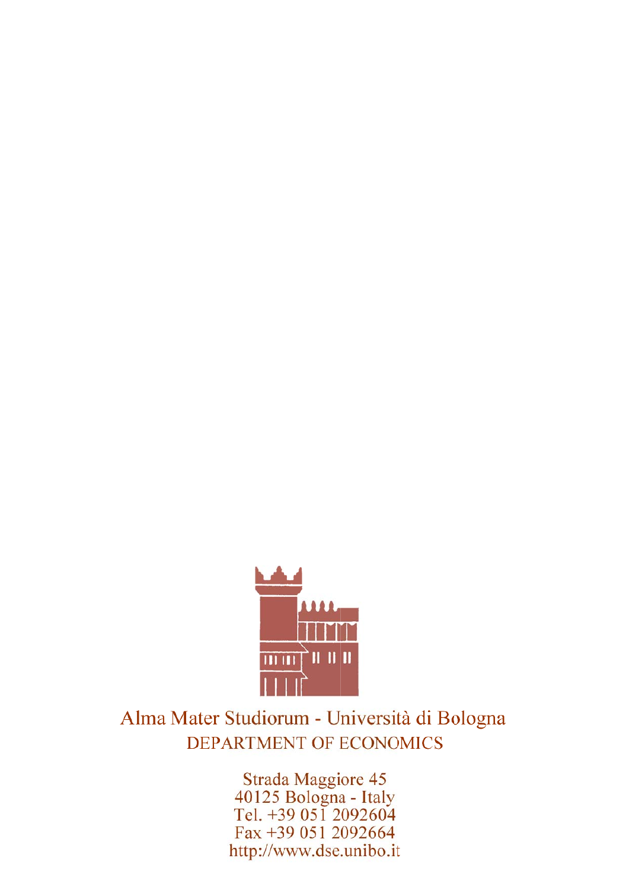Alma Mater Studiorum - Università di Bologna

DEPARTMENT OF ECONOMICS

Strada Maggiore 45
40125 Bologna - Italy
Tel. +39 051 2092604
Fax +39 051 2092664
http://www.dse.unibo.it